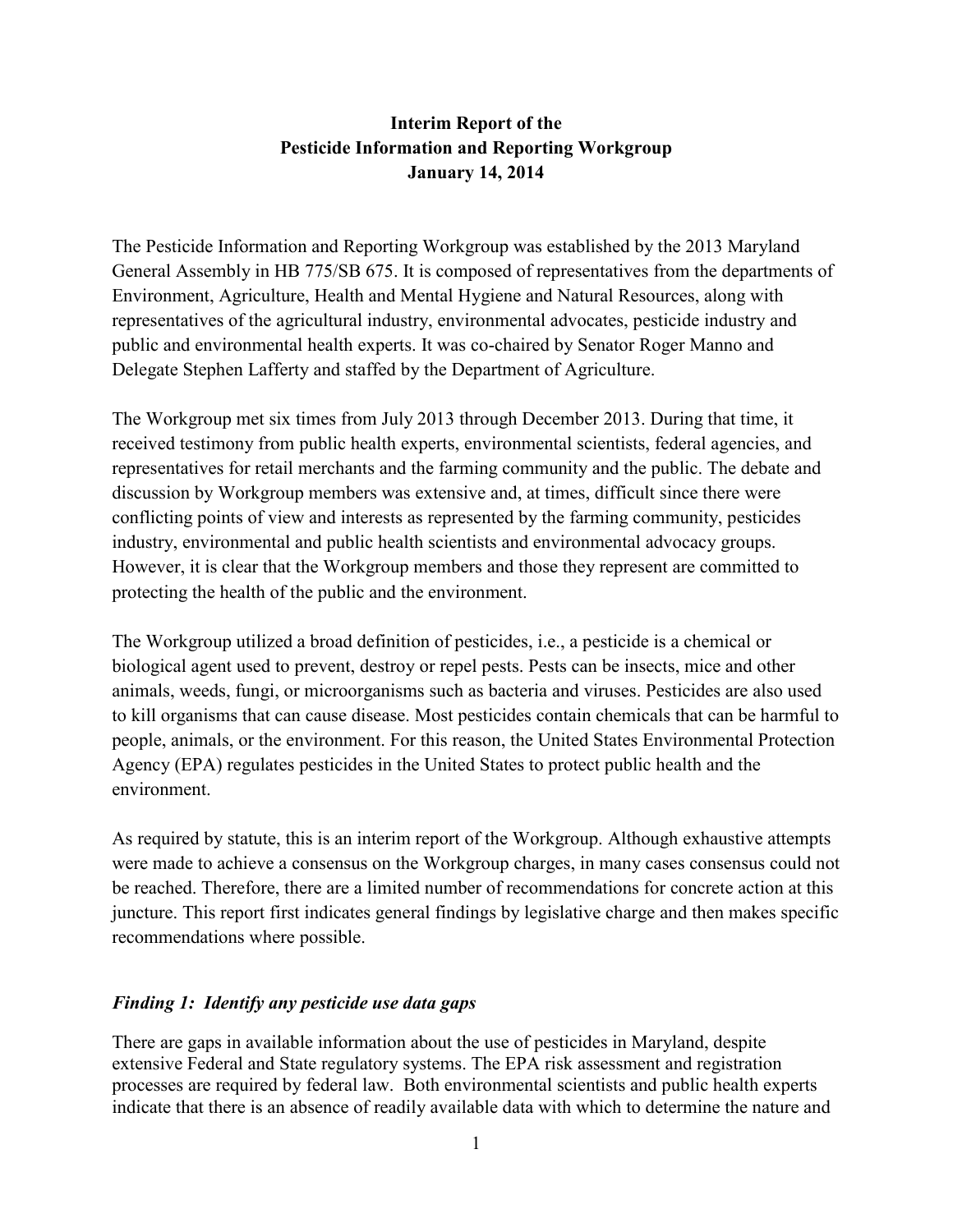# Interim Report of the Pesticide Information and Reporting Workgroup

**January 14, 2014**

The Pesticide Information and Reporting Workgroup was established by the 2013 Maryland General Assembly in HB 775/SB 675. It is composed of representatives from the departments of Environment, Agriculture, Health and Mental Hygiene and Natural Resources, along with representatives of the agricultural industry, environmental advocates, pesticide industry and public and environmental health experts. It was co-chaired by Senator Roger Manno and Delegate Stephen Lafferty and staffed by the Department of Agriculture.

The Workgroup met six times from July 2013 through December 2013. During that time, it received testimony from public health experts, environmental scientists, federal agencies, and representatives for retail merchants and the farming community and the public. The debate and discussion by Workgroup members was extensive and, at times, difficult since there were conflicting points of view and interests as represented by the farming community, pesticides industry, environmental and public health scientists and environmental advocacy groups. However, it is clear that the Workgroup members and those they represent are committed to protecting the health of the public and the environment.

The Workgroup utilized a broad definition of pesticides, i.e., a pesticide is a chemical or biological agent used to prevent, destroy or repel pests. Pests can be insects, mice and other animals, weeds, fungi, or microorganisms such as bacteria and viruses. Pesticides are also used to kill organisms that can cause disease. Most pesticides contain chemicals that can be harmful to people, animals, or the environment. For this reason, the United States Environmental Protection Agency (EPA) regulates pesticides in the United States to protect public health and the environment.

As required by statute, this is an interim report of the Workgroup. Although exhaustive attempts were made to achieve a consensus on the Workgroup charges, in many cases consensus could not be reached. Therefore, there are a limited number of recommendations for concrete action at this juncture. This report first indicates general findings by legislative charge and then makes specific recommendations where possible.

### *Finding 1: Identify any pesticide use data gaps*

There are gaps in available information about the use of pesticides in Maryland, despite extensive Federal and State regulatory systems. The EPA risk assessment and registration processes are required by federal law. Both environmental scientists and public health experts indicate that there is an absence of readily available data with which to determine the nature and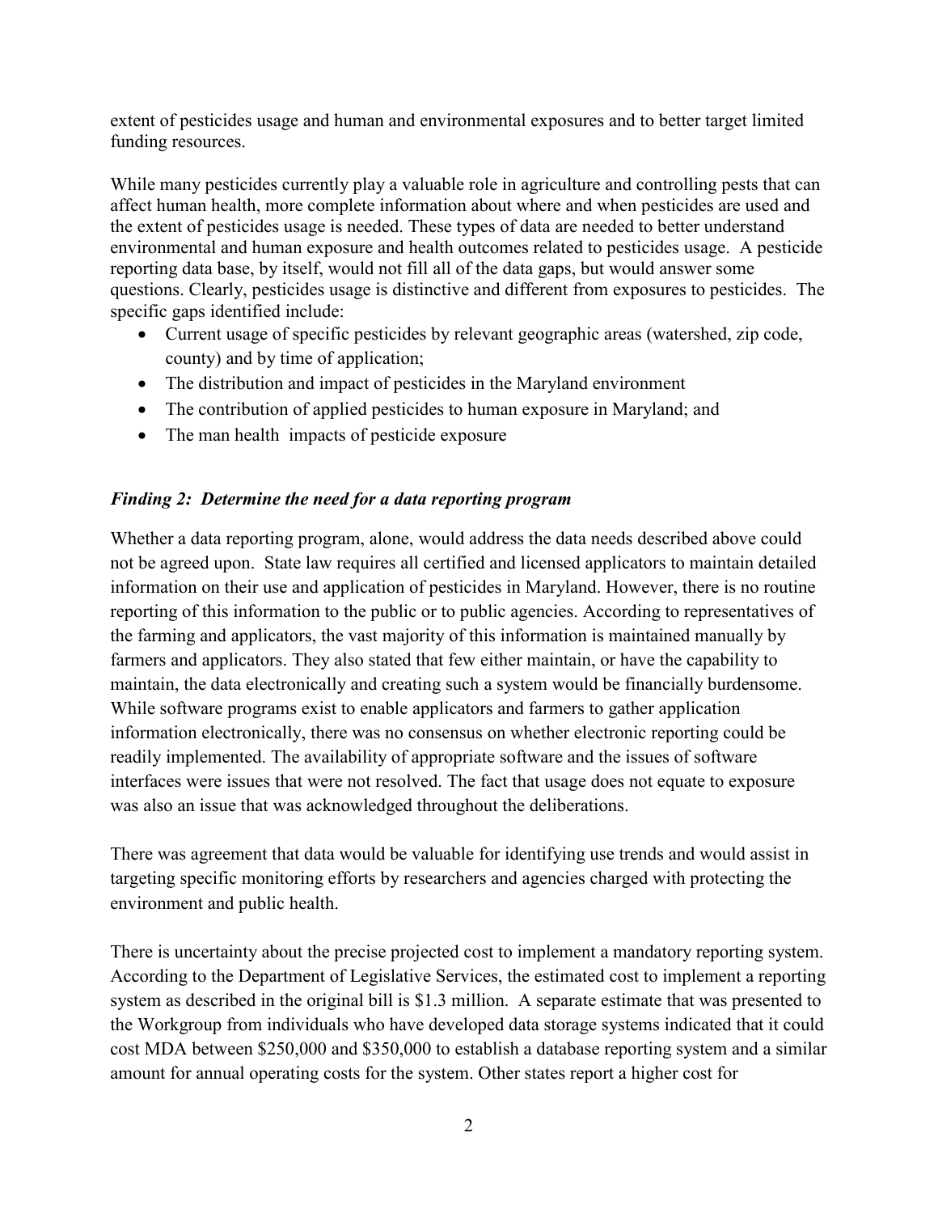extent of pesticides usage and human and environmental exposures and to better target limited funding resources.

While many pesticides currently play a valuable role in agriculture and controlling pests that can affect human health, more complete information about where and when pesticides are used and the extent of pesticides usage is needed. These types of data are needed to better understand environmental and human exposure and health outcomes related to pesticides usage. A pesticide reporting data base, by itself, would not fill all of the data gaps, but would answer some questions. Clearly, pesticides usage is distinctive and different from exposures to pesticides. The specific gaps identified include:

- Current usage of specific pesticides by relevant geographic areas (watershed, zip code, county) and by time of application;
- The distribution and impact of pesticides in the Maryland environment
- The contribution of applied pesticides to human exposure in Maryland; and
- The man health impacts of pesticide exposure

***Finding 2: Determine the need for a data reporting program***

Whether a data reporting program, alone, would address the data needs described above could not be agreed upon. State law requires all certified and licensed applicators to maintain detailed information on their use and application of pesticides in Maryland. However, there is no routine reporting of this information to the public or to public agencies. According to representatives of the farming and applicators, the vast majority of this information is maintained manually by farmers and applicators. They also stated that few either maintain, or have the capability to maintain, the data electronically and creating such a system would be financially burdensome. While software programs exist to enable applicators and farmers to gather application information electronically, there was no consensus on whether electronic reporting could be readily implemented. The availability of appropriate software and the issues of software interfaces were issues that were not resolved. The fact that usage does not equate to exposure was also an issue that was acknowledged throughout the deliberations.

There was agreement that data would be valuable for identifying use trends and would assist in targeting specific monitoring efforts by researchers and agencies charged with protecting the environment and public health.

There is uncertainty about the precise projected cost to implement a mandatory reporting system. According to the Department of Legislative Services, the estimated cost to implement a reporting system as described in the original bill is $1.3 million. A separate estimate that was presented to the Workgroup from individuals who have developed data storage systems indicated that it could cost MDA between $250,000 and $350,000 to establish a database reporting system and a similar amount for annual operating costs for the system. Other states report a higher cost for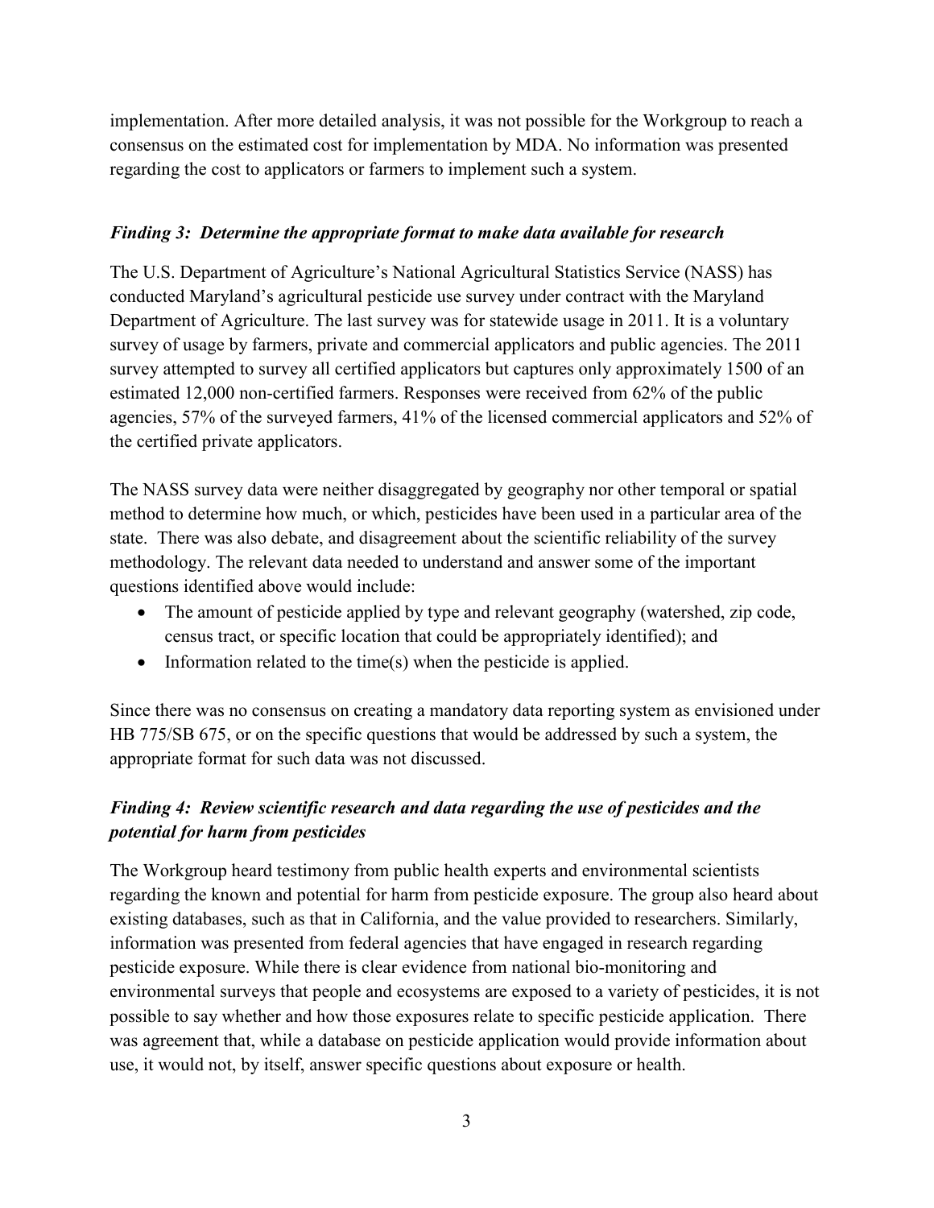implementation. After more detailed analysis, it was not possible for the Workgroup to reach a consensus on the estimated cost for implementation by MDA. No information was presented regarding the cost to applicators or farmers to implement such a system.

### *Finding 3: Determine the appropriate format to make data available for research*

The U.S. Department of Agriculture's National Agricultural Statistics Service (NASS) has conducted Maryland's agricultural pesticide use survey under contract with the Maryland Department of Agriculture. The last survey was for statewide usage in 2011. It is a voluntary survey of usage by farmers, private and commercial applicators and public agencies. The 2011 survey attempted to survey all certified applicators but captures only approximately 1500 of an estimated 12,000 non-certified farmers. Responses were received from 62% of the public agencies, 57% of the surveyed farmers, 41% of the licensed commercial applicators and 52% of the certified private applicators.

The NASS survey data were neither disaggregated by geography nor other temporal or spatial method to determine how much, or which, pesticides have been used in a particular area of the state. There was also debate, and disagreement about the scientific reliability of the survey methodology. The relevant data needed to understand and answer some of the important questions identified above would include:

- The amount of pesticide applied by type and relevant geography (watershed, zip code, census tract, or specific location that could be appropriately identified); and
- Information related to the time(s) when the pesticide is applied.

Since there was no consensus on creating a mandatory data reporting system as envisioned under HB 775/SB 675, or on the specific questions that would be addressed by such a system, the appropriate format for such data was not discussed.

### *Finding 4: Review scientific research and data regarding the use of pesticides and the potential for harm from pesticides*

The Workgroup heard testimony from public health experts and environmental scientists regarding the known and potential for harm from pesticide exposure. The group also heard about existing databases, such as that in California, and the value provided to researchers. Similarly, information was presented from federal agencies that have engaged in research regarding pesticide exposure. While there is clear evidence from national bio-monitoring and environmental surveys that people and ecosystems are exposed to a variety of pesticides, it is not possible to say whether and how those exposures relate to specific pesticide application. There was agreement that, while a database on pesticide application would provide information about use, it would not, by itself, answer specific questions about exposure or health.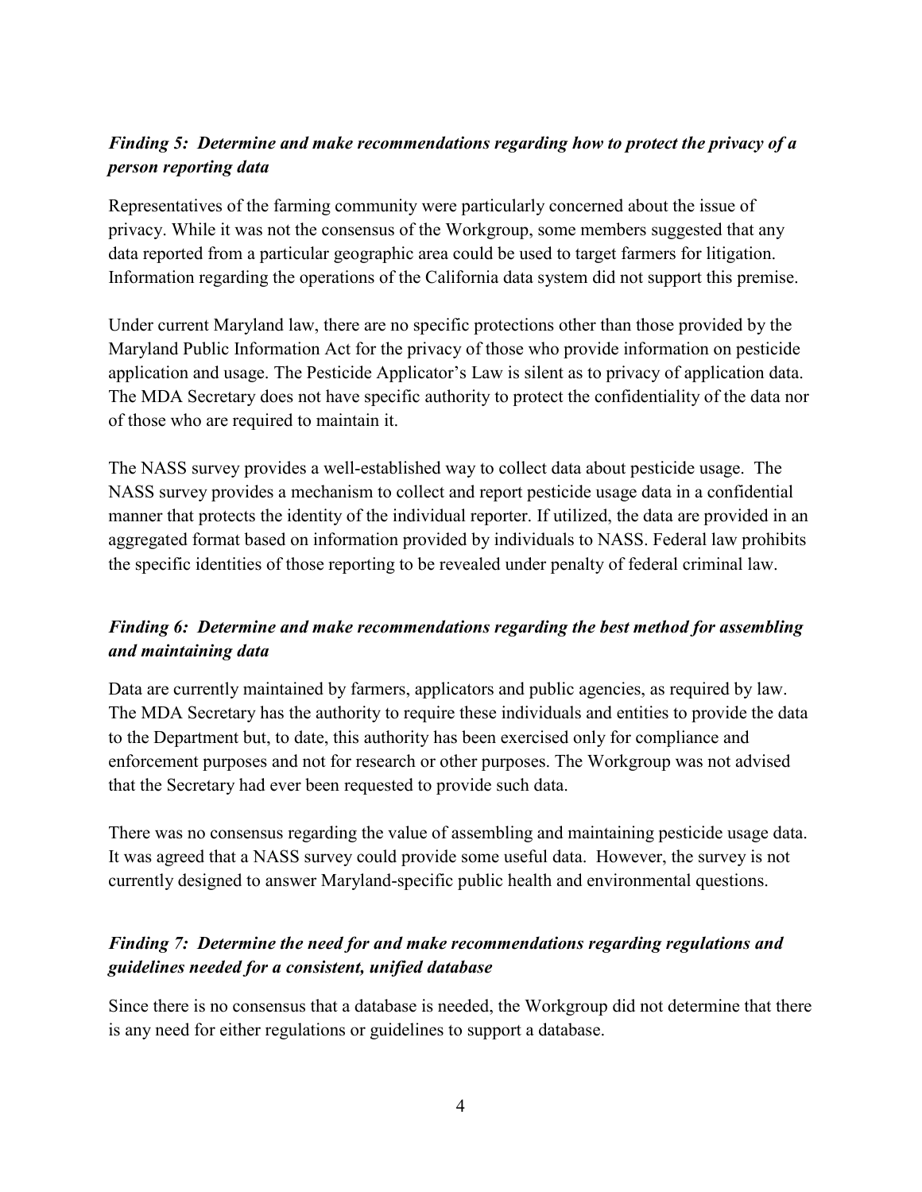***Finding 5: Determine and make recommendations regarding how to protect the privacy of a person reporting data***

Representatives of the farming community were particularly concerned about the issue of privacy. While it was not the consensus of the Workgroup, some members suggested that any data reported from a particular geographic area could be used to target farmers for litigation. Information regarding the operations of the California data system did not support this premise.

Under current Maryland law, there are no specific protections other than those provided by the Maryland Public Information Act for the privacy of those who provide information on pesticide application and usage. The Pesticide Applicator's Law is silent as to privacy of application data. The MDA Secretary does not have specific authority to protect the confidentiality of the data nor of those who are required to maintain it.

The NASS survey provides a well-established way to collect data about pesticide usage. The NASS survey provides a mechanism to collect and report pesticide usage data in a confidential manner that protects the identity of the individual reporter. If utilized, the data are provided in an aggregated format based on information provided by individuals to NASS. Federal law prohibits the specific identities of those reporting to be revealed under penalty of federal criminal law.

***Finding 6: Determine and make recommendations regarding the best method for assembling and maintaining data***

Data are currently maintained by farmers, applicators and public agencies, as required by law. The MDA Secretary has the authority to require these individuals and entities to provide the data to the Department but, to date, this authority has been exercised only for compliance and enforcement purposes and not for research or other purposes. The Workgroup was not advised that the Secretary had ever been requested to provide such data.

There was no consensus regarding the value of assembling and maintaining pesticide usage data. It was agreed that a NASS survey could provide some useful data. However, the survey is not currently designed to answer Maryland-specific public health and environmental questions.

***Finding 7: Determine the need for and make recommendations regarding regulations and guidelines needed for a consistent, unified database***

Since there is no consensus that a database is needed, the Workgroup did not determine that there is any need for either regulations or guidelines to support a database.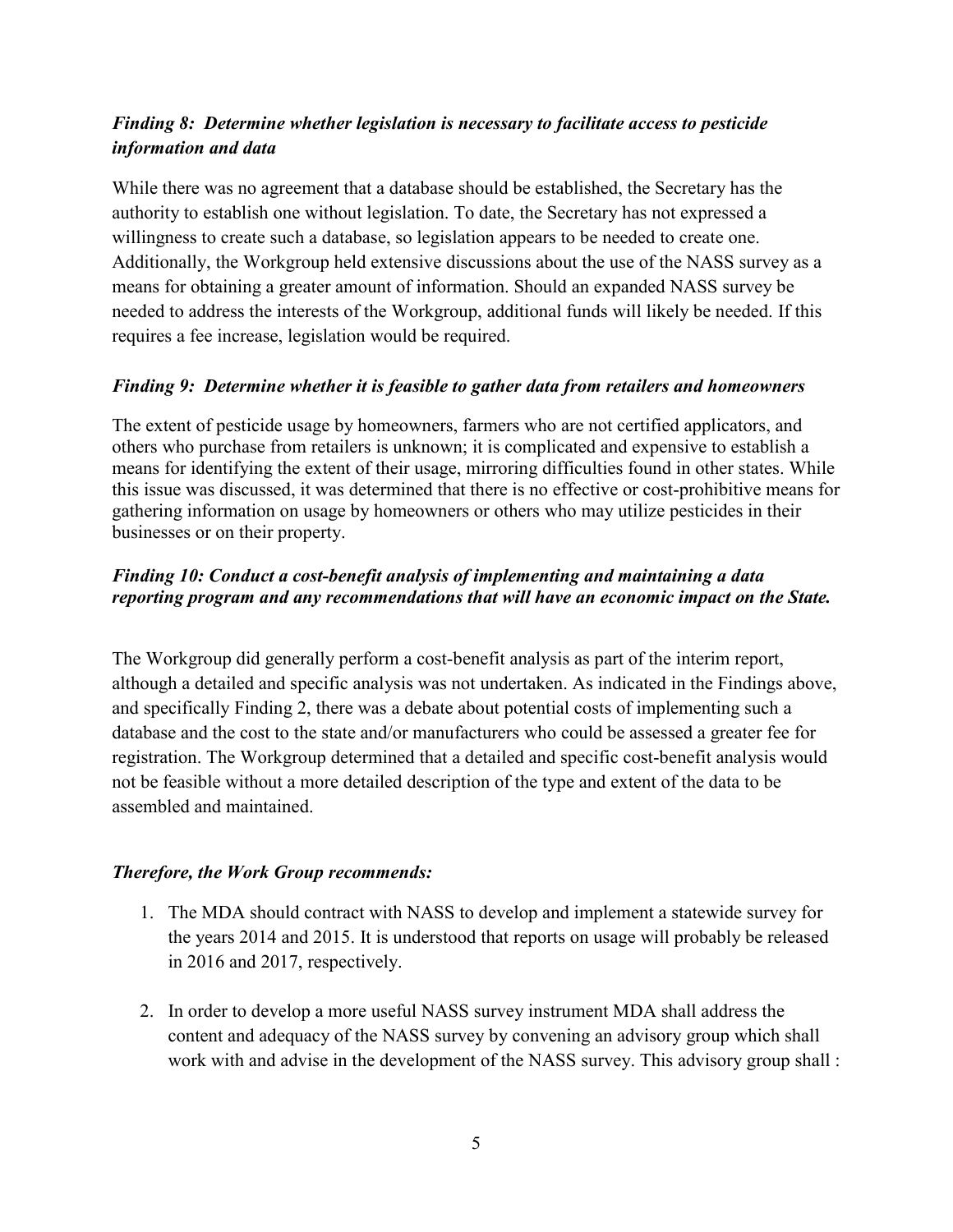***Finding 8: Determine whether legislation is necessary to facilitate access to pesticide information and data***

While there was no agreement that a database should be established, the Secretary has the authority to establish one without legislation. To date, the Secretary has not expressed a willingness to create such a database, so legislation appears to be needed to create one. Additionally, the Workgroup held extensive discussions about the use of the NASS survey as a means for obtaining a greater amount of information. Should an expanded NASS survey be needed to address the interests of the Workgroup, additional funds will likely be needed. If this requires a fee increase, legislation would be required.

***Finding 9: Determine whether it is feasible to gather data from retailers and homeowners***

The extent of pesticide usage by homeowners, farmers who are not certified applicators, and others who purchase from retailers is unknown; it is complicated and expensive to establish a means for identifying the extent of their usage, mirroring difficulties found in other states. While this issue was discussed, it was determined that there is no effective or cost-prohibitive means for gathering information on usage by homeowners or others who may utilize pesticides in their businesses or on their property.

***Finding 10: Conduct a cost-benefit analysis of implementing and maintaining a data reporting program and any recommendations that will have an economic impact on the State.***

The Workgroup did generally perform a cost-benefit analysis as part of the interim report, although a detailed and specific analysis was not undertaken. As indicated in the Findings above, and specifically Finding 2, there was a debate about potential costs of implementing such a database and the cost to the state and/or manufacturers who could be assessed a greater fee for registration. The Workgroup determined that a detailed and specific cost-benefit analysis would not be feasible without a more detailed description of the type and extent of the data to be assembled and maintained.

***Therefore, the Work Group recommends:***

1. The MDA should contract with NASS to develop and implement a statewide survey for the years 2014 and 2015. It is understood that reports on usage will probably be released in 2016 and 2017, respectively.

2. In order to develop a more useful NASS survey instrument MDA shall address the content and adequacy of the NASS survey by convening an advisory group which shall work with and advise in the development of the NASS survey. This advisory group shall :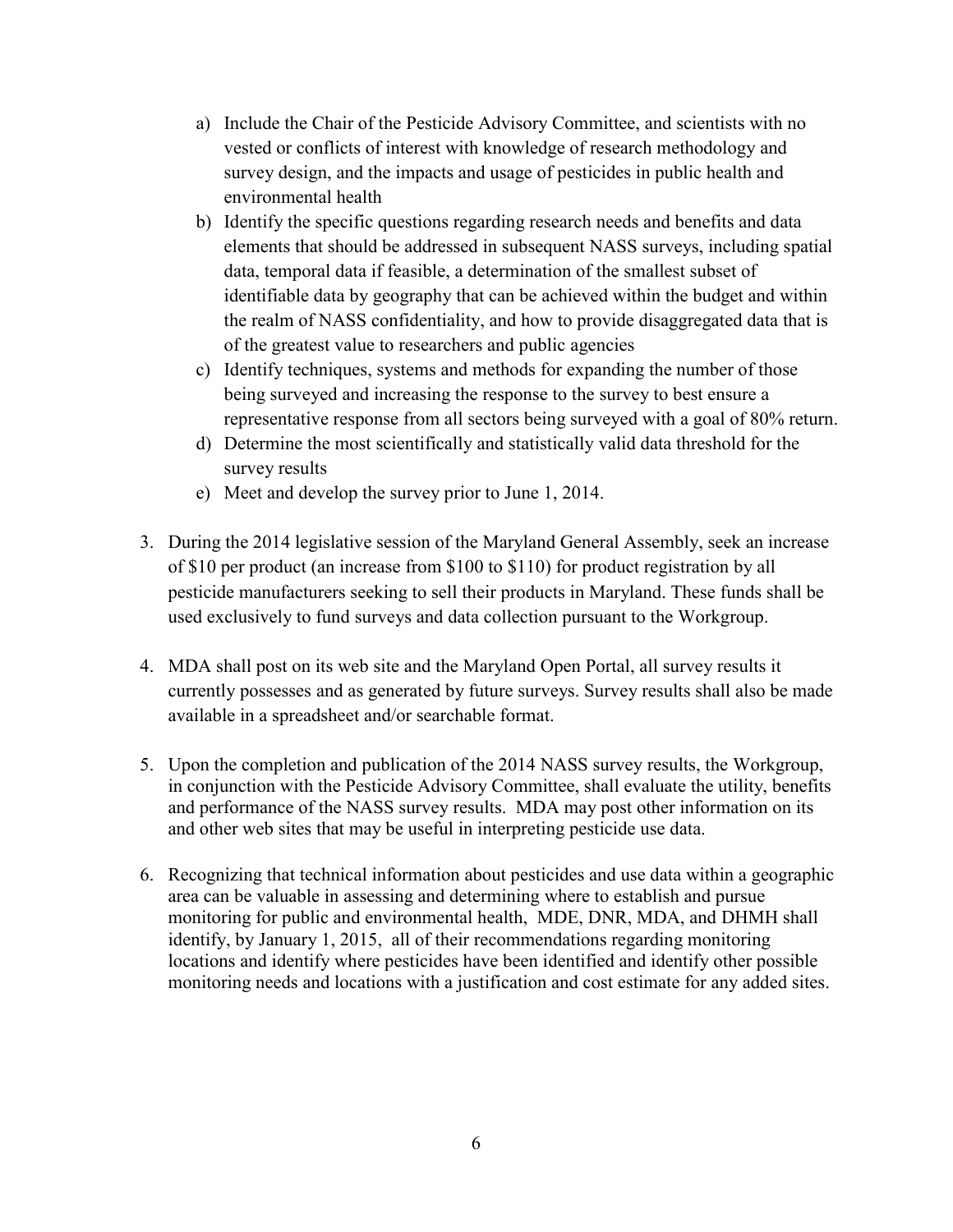a) Include the Chair of the Pesticide Advisory Committee, and scientists with no vested or conflicts of interest with knowledge of research methodology and survey design, and the impacts and usage of pesticides in public health and environmental health
b) Identify the specific questions regarding research needs and benefits and data elements that should be addressed in subsequent NASS surveys, including spatial data, temporal data if feasible, a determination of the smallest subset of identifiable data by geography that can be achieved within the budget and within the realm of NASS confidentiality, and how to provide disaggregated data that is of the greatest value to researchers and public agencies
c) Identify techniques, systems and methods for expanding the number of those being surveyed and increasing the response to the survey to best ensure a representative response from all sectors being surveyed with a goal of 80% return.
d) Determine the most scientifically and statistically valid data threshold for the survey results
e) Meet and develop the survey prior to June 1, 2014.

3. During the 2014 legislative session of the Maryland General Assembly, seek an increase of $10 per product (an increase from $100 to $110) for product registration by all pesticide manufacturers seeking to sell their products in Maryland. These funds shall be used exclusively to fund surveys and data collection pursuant to the Workgroup.

4. MDA shall post on its web site and the Maryland Open Portal, all survey results it currently possesses and as generated by future surveys. Survey results shall also be made available in a spreadsheet and/or searchable format.

5. Upon the completion and publication of the 2014 NASS survey results, the Workgroup, in conjunction with the Pesticide Advisory Committee, shall evaluate the utility, benefits and performance of the NASS survey results. MDA may post other information on its and other web sites that may be useful in interpreting pesticide use data.

6. Recognizing that technical information about pesticides and use data within a geographic area can be valuable in assessing and determining where to establish and pursue monitoring for public and environmental health, MDE, DNR, MDA, and DHMH shall identify, by January 1, 2015, all of their recommendations regarding monitoring locations and identify where pesticides have been identified and identify other possible monitoring needs and locations with a justification and cost estimate for any added sites.